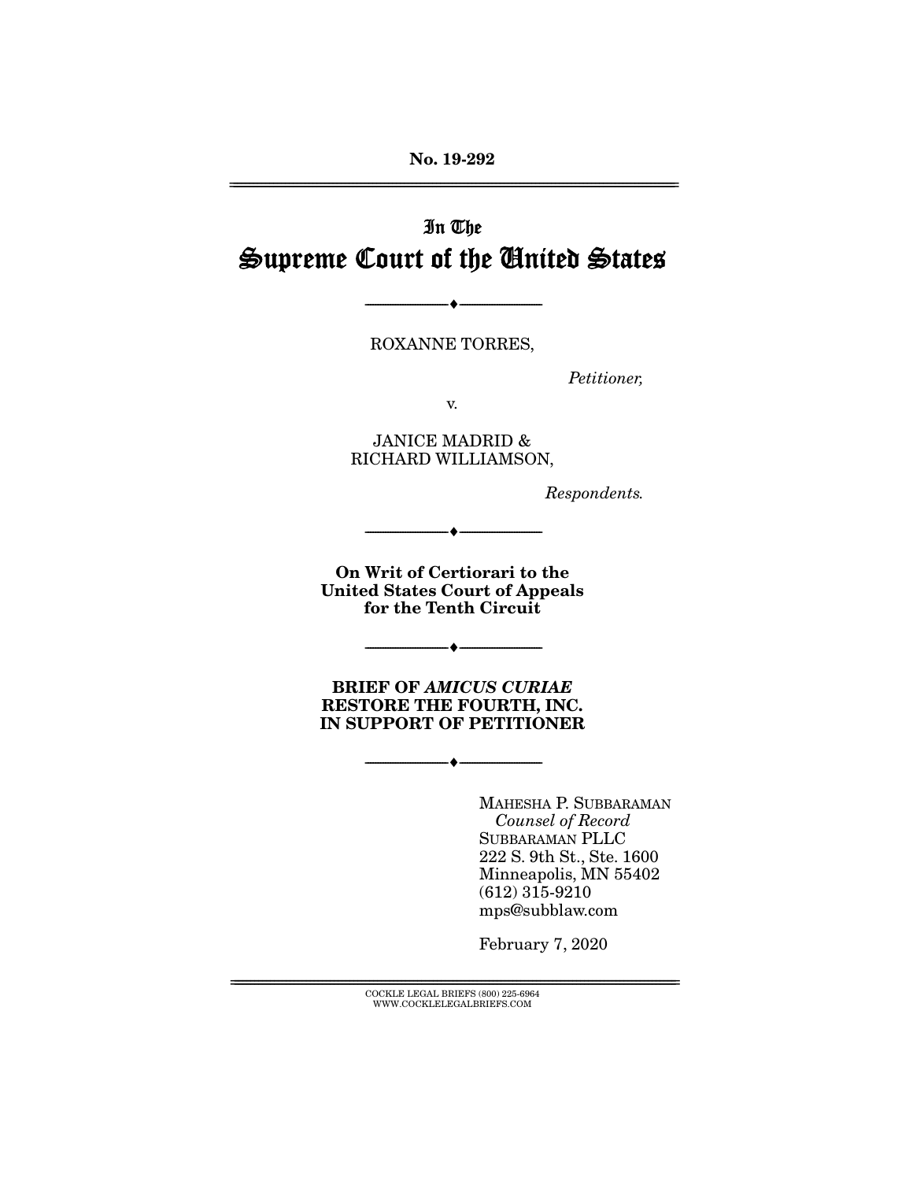**No. 19-292**

---

# In The
# Supreme Court of the United States

---

ROXANNE TORRES,

*Petitioner,*

v.

JANICE MADRID &
RICHARD WILLIAMSON,

*Respondents.*

---

**On Writ of Certiorari to the United States Court of Appeals for the Tenth Circuit**

---

**BRIEF OF *AMICUS CURIAE* RESTORE THE FOURTH, INC. IN SUPPORT OF PETITIONER**

---

MAHESHA P. SUBBARAMAN
*Counsel of Record*
SUBBARAMAN PLLC
222 S. 9th St., Ste. 1600
Minneapolis, MN 55402
(612) 315-9210
mps@subblaw.com

February 7, 2020

---

COCKLE LEGAL BRIEFS (800) 225-6964
WWW.COCKLELEGALBRIEFS.COM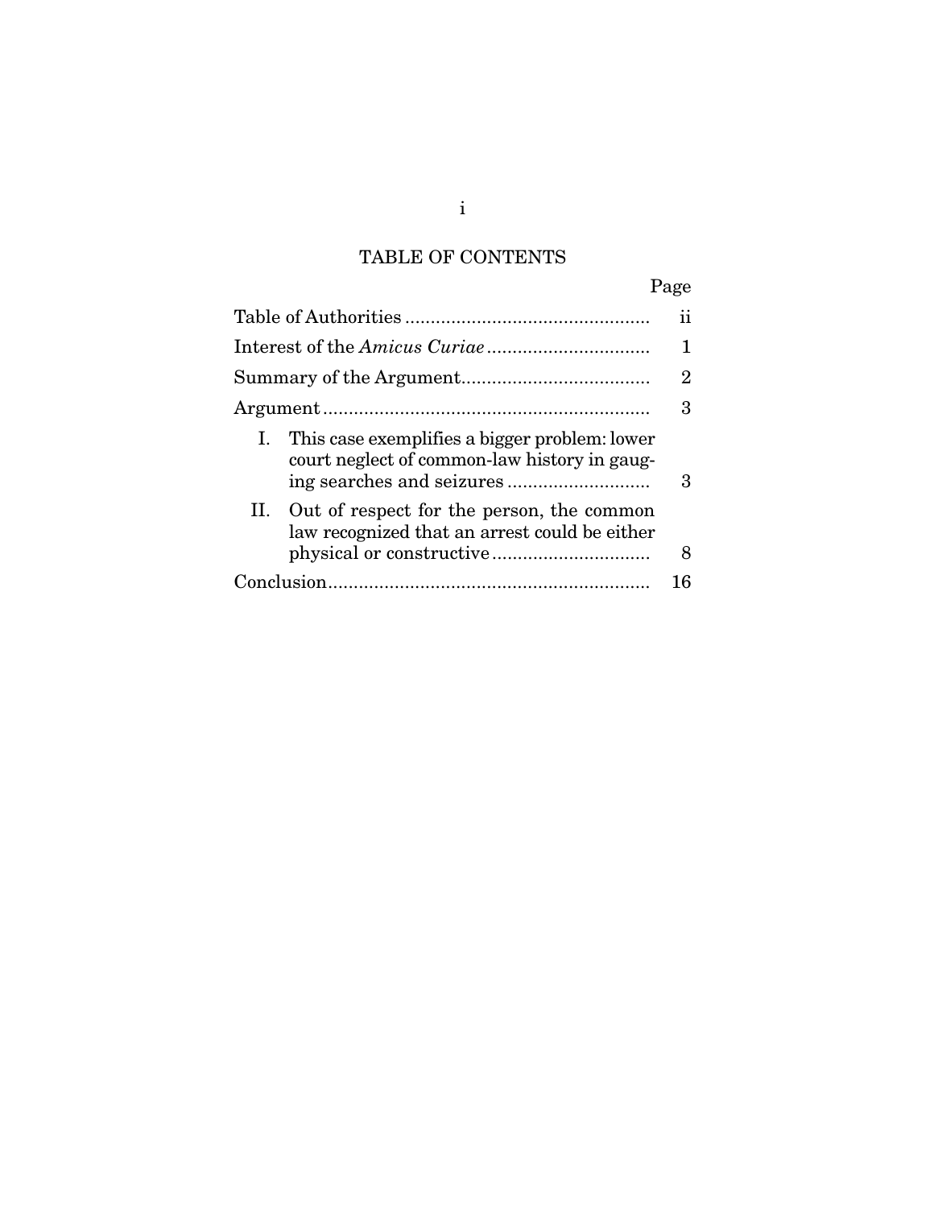## TABLE OF CONTENTS

| | Page |
|---|---|
| Table of Authorities | ii |
| Interest of the *Amicus Curiae* | 1 |
| Summary of the Argument | 2 |
| Argument | 3 |
| I. This case exemplifies a bigger problem: lower court neglect of common-law history in gauging searches and seizures | 3 |
| II. Out of respect for the person, the common law recognized that an arrest could be either physical or constructive | 8 |
| Conclusion | 16 |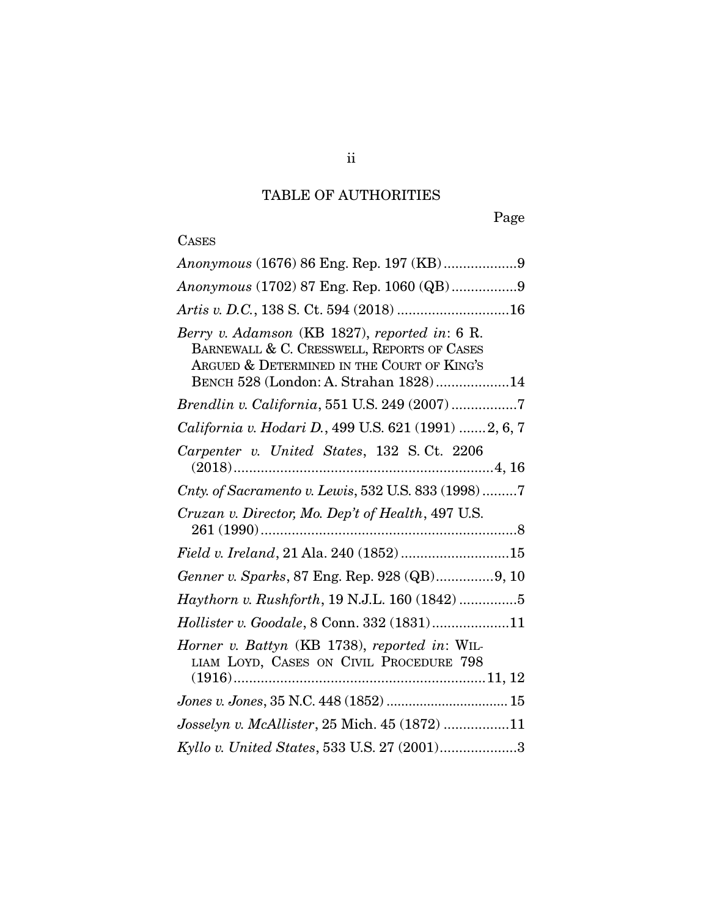# TABLE OF AUTHORITIES

Page

CASES

*Anonymous* (1676) 86 Eng. Rep. 197 (KB) ....................9

*Anonymous* (1702) 87 Eng. Rep. 1060 (QB) .................9

*Artis v. D.C.*, 138 S. Ct. 594 (2018) .............................16

*Berry v. Adamson* (KB 1827), *reported in*: 6 R. BARNEWALL & C. CRESSWELL, REPORTS OF CASES ARGUED & DETERMINED IN THE COURT OF KING'S BENCH 528 (London: A. Strahan 1828) ...................14

*Brendlin v. California*, 551 U.S. 249 (2007) .................7

*California v. Hodari D.*, 499 U.S. 621 (1991) .......2, 6, 7

*Carpenter v. United States*, 132 S. Ct. 2206 (2018) ...................................................................4, 16

*Cnty. of Sacramento v. Lewis*, 532 U.S. 833 (1998) .........7

*Cruzan v. Director, Mo. Dep't of Health*, 497 U.S. 261 (1990) ..................................................................8

*Field v. Ireland*, 21 Ala. 240 (1852) ............................15

*Genner v. Sparks*, 87 Eng. Rep. 928 (QB)...............9, 10

*Haythorn v. Rushforth*, 19 N.J.L. 160 (1842) ...............5

*Hollister v. Goodale*, 8 Conn. 332 (1831)....................11

*Horner v. Battyn* (KB 1738), *reported in*: WILLIAM LOYD, CASES ON CIVIL PROCEDURE 798 (1916).................................................................11, 12

*Jones v. Jones*, 35 N.C. 448 (1852) ................................ 15

*Josselyn v. McAllister*, 25 Mich. 45 (1872) .................11

*Kyllo v. United States*, 533 U.S. 27 (2001)....................3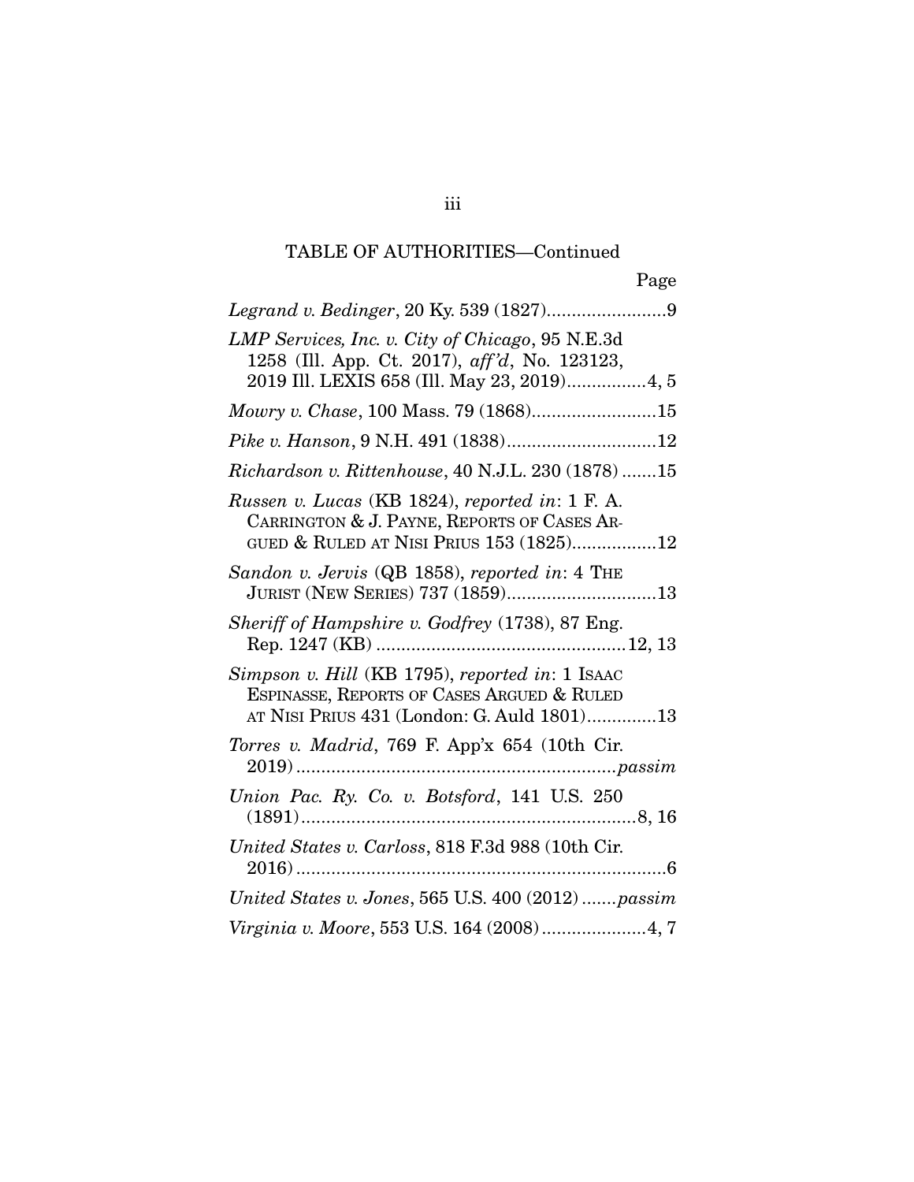TABLE OF AUTHORITIES—Continued

Page

*Legrand v. Bedinger*, 20 Ky. 539 (1827)........................9

*LMP Services, Inc. v. City of Chicago*, 95 N.E.3d 1258 (Ill. App. Ct. 2017), *aff'd*, No. 123123, 2019 Ill. LEXIS 658 (Ill. May 23, 2019)................4, 5

*Mowry v. Chase*, 100 Mass. 79 (1868).........................15

*Pike v. Hanson*, 9 N.H. 491 (1838)..............................12

*Richardson v. Rittenhouse*, 40 N.J.L. 230 (1878) .......15

*Russen v. Lucas* (KB 1824), *reported in*: 1 F. A. CARRINGTON & J. PAYNE, REPORTS OF CASES ARGUED & RULED AT NISI PRIUS 153 (1825).................12

*Sandon v. Jervis* (QB 1858), *reported in*: 4 THE JURIST (NEW SERIES) 737 (1859)..............................13

*Sheriff of Hampshire v. Godfrey* (1738), 87 Eng. Rep. 1247 (KB) .................................................12, 13

*Simpson v. Hill* (KB 1795), *reported in*: 1 ISAAC ESPINASSE, REPORTS OF CASES ARGUED & RULED AT NISI PRIUS 431 (London: G. Auld 1801)..............13

*Torres v. Madrid*, 769 F. App'x 654 (10th Cir. 2019) ...............................................................*passim*

*Union Pac. Ry. Co. v. Botsford*, 141 U.S. 250 (1891)..................................................................8, 16

*United States v. Carloss*, 818 F.3d 988 (10th Cir. 2016) .........................................................................6

*United States v. Jones*, 565 U.S. 400 (2012) .......*passim*

*Virginia v. Moore*, 553 U.S. 164 (2008).....................4, 7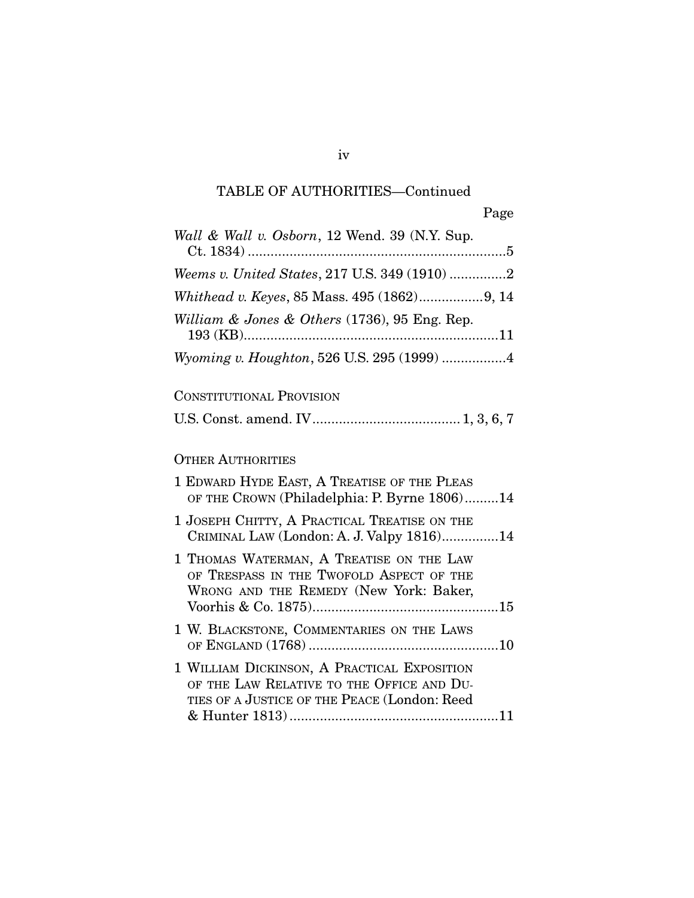TABLE OF AUTHORITIES—Continued

Page

*Wall & Wall v. Osborn*, 12 Wend. 39 (N.Y. Sup. Ct. 1834) .....................................................................5

*Weems v. United States*, 217 U.S. 349 (1910) ...............2

*Whithead v. Keyes*, 85 Mass. 495 (1862).................9, 14

*William & Jones & Others* (1736), 95 Eng. Rep. 193 (KB)....................................................................11

*Wyoming v. Houghton*, 526 U.S. 295 (1999) .................4

CONSTITUTIONAL PROVISION

U.S. Const. amend. IV....................................... 1, 3, 6, 7

OTHER AUTHORITIES

1 EDWARD HYDE EAST, A TREATISE OF THE PLEAS OF THE CROWN (Philadelphia: P. Byrne 1806).........14

1 JOSEPH CHITTY, A PRACTICAL TREATISE ON THE CRIMINAL LAW (London: A. J. Valpy 1816)...............14

1 THOMAS WATERMAN, A TREATISE ON THE LAW OF TRESPASS IN THE TWOFOLD ASPECT OF THE WRONG AND THE REMEDY (New York: Baker, Voorhis & Co. 1875).................................................15

1 W. BLACKSTONE, COMMENTARIES ON THE LAWS OF ENGLAND (1768) ..................................................10

1 WILLIAM DICKINSON, A PRACTICAL EXPOSITION OF THE LAW RELATIVE TO THE OFFICE AND DUTIES OF A JUSTICE OF THE PEACE (London: Reed & Hunter 1813).......................................................11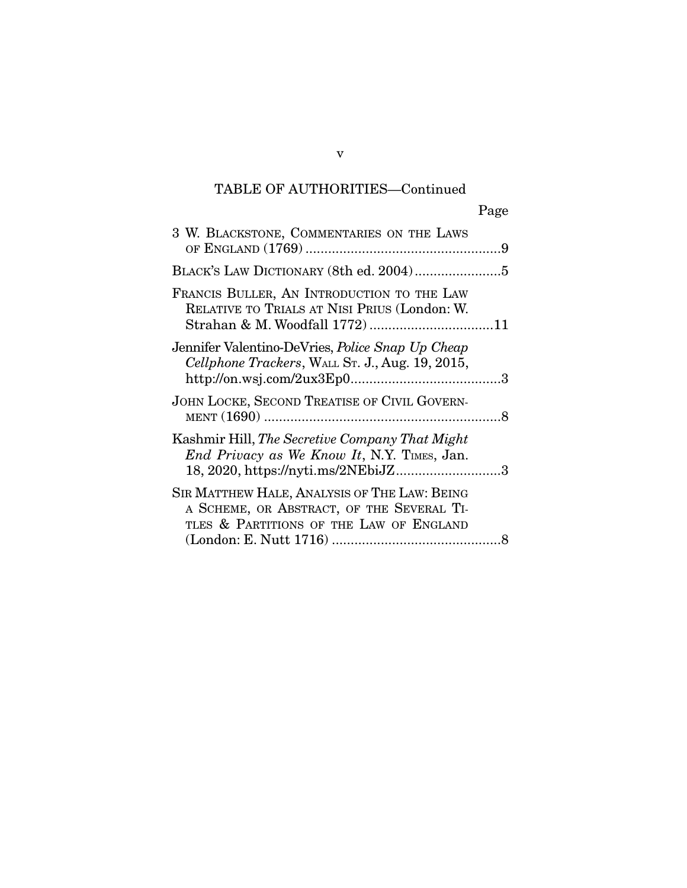TABLE OF AUTHORITIES—Continued

| | Page |
|---|---|
| 3 W. BLACKSTONE, COMMENTARIES ON THE LAWS OF ENGLAND (1769) | 9 |
| BLACK'S LAW DICTIONARY (8th ed. 2004) | 5 |
| FRANCIS BULLER, AN INTRODUCTION TO THE LAW RELATIVE TO TRIALS AT NISI PRIUS (London: W. Strahan & M. Woodfall 1772) | 11 |
| Jennifer Valentino-DeVries, *Police Snap Up Cheap Cellphone Trackers*, WALL ST. J., Aug. 19, 2015, http://on.wsj.com/2ux3Ep0 | 3 |
| JOHN LOCKE, SECOND TREATISE OF CIVIL GOVERNMENT (1690) | 8 |
| Kashmir Hill, *The Secretive Company That Might End Privacy as We Know It*, N.Y. TIMES, Jan. 18, 2020, https://nyti.ms/2NEbiJZ | 3 |
| SIR MATTHEW HALE, ANALYSIS OF THE LAW: BEING A SCHEME, OR ABSTRACT, OF THE SEVERAL TITLES & PARTITIONS OF THE LAW OF ENGLAND (London: E. Nutt 1716) | 8 |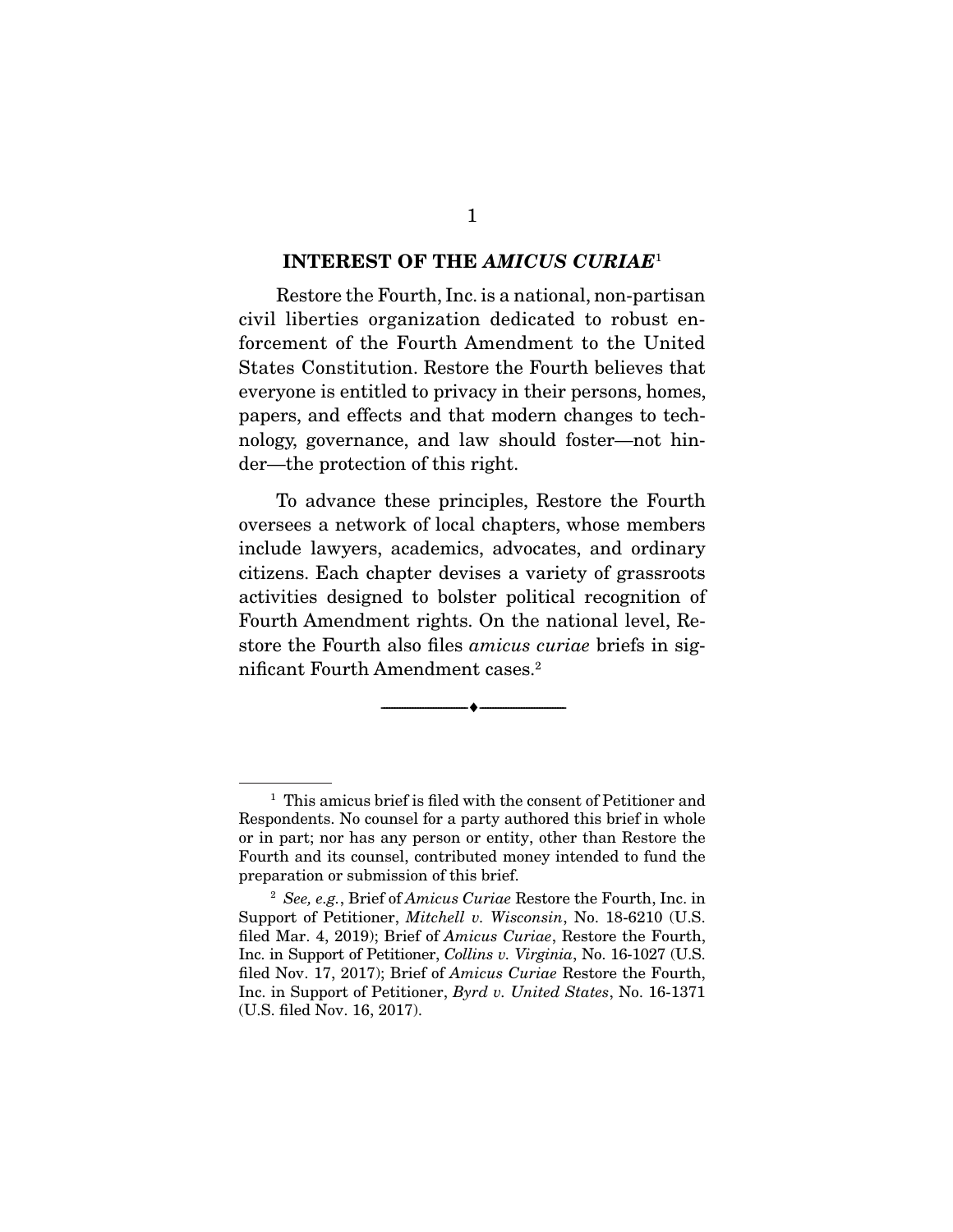## INTEREST OF THE *AMICUS CURIAE*[1]

Restore the Fourth, Inc. is a national, non-partisan civil liberties organization dedicated to robust enforcement of the Fourth Amendment to the United States Constitution. Restore the Fourth believes that everyone is entitled to privacy in their persons, homes, papers, and effects and that modern changes to technology, governance, and law should foster—not hinder—the protection of this right.

To advance these principles, Restore the Fourth oversees a network of local chapters, whose members include lawyers, academics, advocates, and ordinary citizens. Each chapter devises a variety of grassroots activities designed to bolster political recognition of Fourth Amendment rights. On the national level, Restore the Fourth also files *amicus curiae* briefs in significant Fourth Amendment cases.[2]

---

[1] This amicus brief is filed with the consent of Petitioner and Respondents. No counsel for a party authored this brief in whole or in part; nor has any person or entity, other than Restore the Fourth and its counsel, contributed money intended to fund the preparation or submission of this brief.

[2] *See, e.g.*, Brief of *Amicus Curiae* Restore the Fourth, Inc. in Support of Petitioner, *Mitchell v. Wisconsin*, No. 18-6210 (U.S. filed Mar. 4, 2019); Brief of *Amicus Curiae*, Restore the Fourth, Inc. in Support of Petitioner, *Collins v. Virginia*, No. 16-1027 (U.S. filed Nov. 17, 2017); Brief of *Amicus Curiae* Restore the Fourth, Inc. in Support of Petitioner, *Byrd v. United States*, No. 16-1371 (U.S. filed Nov. 16, 2017).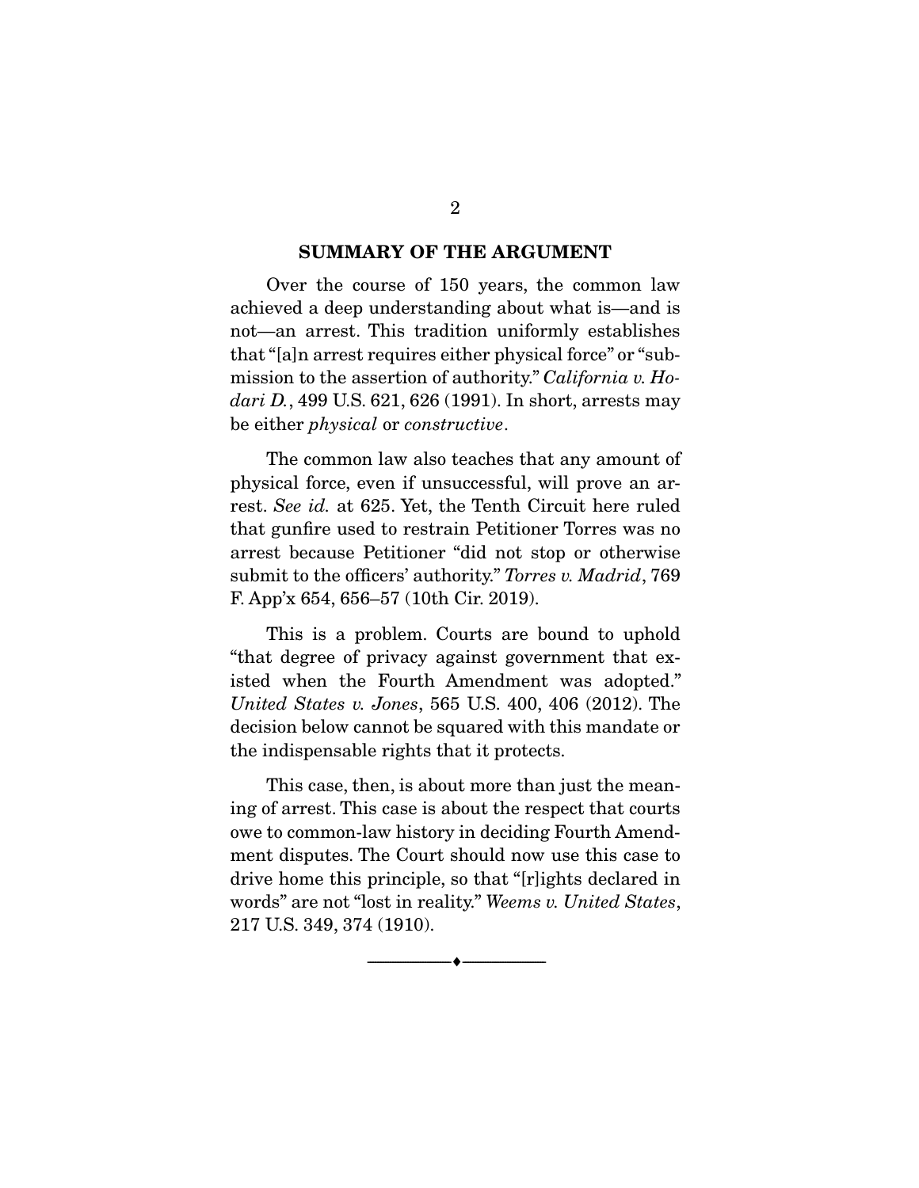## SUMMARY OF THE ARGUMENT

Over the course of 150 years, the common law achieved a deep understanding about what is—and is not—an arrest. This tradition uniformly establishes that "[a]n arrest requires either physical force" or "submission to the assertion of authority." *California v. Hodari D.*, 499 U.S. 621, 626 (1991). In short, arrests may be either *physical* or *constructive*.

The common law also teaches that any amount of physical force, even if unsuccessful, will prove an arrest. *See id.* at 625. Yet, the Tenth Circuit here ruled that gunfire used to restrain Petitioner Torres was no arrest because Petitioner "did not stop or otherwise submit to the officers' authority." *Torres v. Madrid*, 769 F. App'x 654, 656–57 (10th Cir. 2019).

This is a problem. Courts are bound to uphold "that degree of privacy against government that existed when the Fourth Amendment was adopted." *United States v. Jones*, 565 U.S. 400, 406 (2012). The decision below cannot be squared with this mandate or the indispensable rights that it protects.

This case, then, is about more than just the meaning of arrest. This case is about the respect that courts owe to common-law history in deciding Fourth Amendment disputes. The Court should now use this case to drive home this principle, so that "[r]ights declared in words" are not "lost in reality." *Weems v. United States*, 217 U.S. 349, 374 (1910).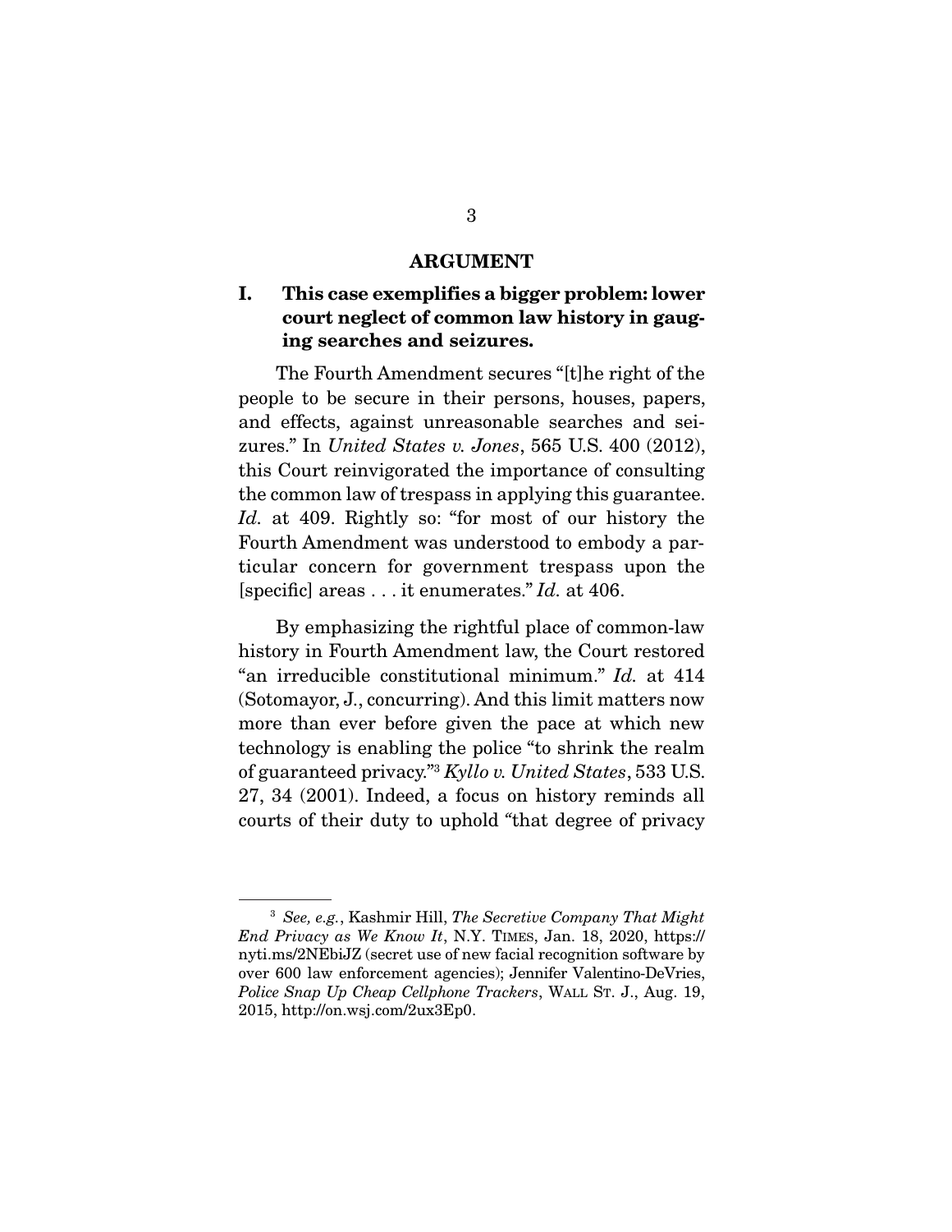## ARGUMENT

### I. This case exemplifies a bigger problem: lower court neglect of common law history in gauging searches and seizures.

The Fourth Amendment secures "[t]he right of the people to be secure in their persons, houses, papers, and effects, against unreasonable searches and seizures." In *United States v. Jones*, 565 U.S. 400 (2012), this Court reinvigorated the importance of consulting the common law of trespass in applying this guarantee. *Id.* at 409. Rightly so: "for most of our history the Fourth Amendment was understood to embody a particular concern for government trespass upon the [specific] areas . . . it enumerates." *Id.* at 406.

By emphasizing the rightful place of common-law history in Fourth Amendment law, the Court restored "an irreducible constitutional minimum." *Id.* at 414 (Sotomayor, J., concurring). And this limit matters now more than ever before given the pace at which new technology is enabling the police "to shrink the realm of guaranteed privacy."[3] *Kyllo v. United States*, 533 U.S. 27, 34 (2001). Indeed, a focus on history reminds all courts of their duty to uphold "that degree of privacy

---

[3] *See, e.g.*, Kashmir Hill, *The Secretive Company That Might End Privacy as We Know It*, N.Y. TIMES, Jan. 18, 2020, https://nyti.ms/2NEbiJZ (secret use of new facial recognition software by over 600 law enforcement agencies); Jennifer Valentino-DeVries, *Police Snap Up Cheap Cellphone Trackers*, WALL ST. J., Aug. 19, 2015, http://on.wsj.com/2ux3Ep0.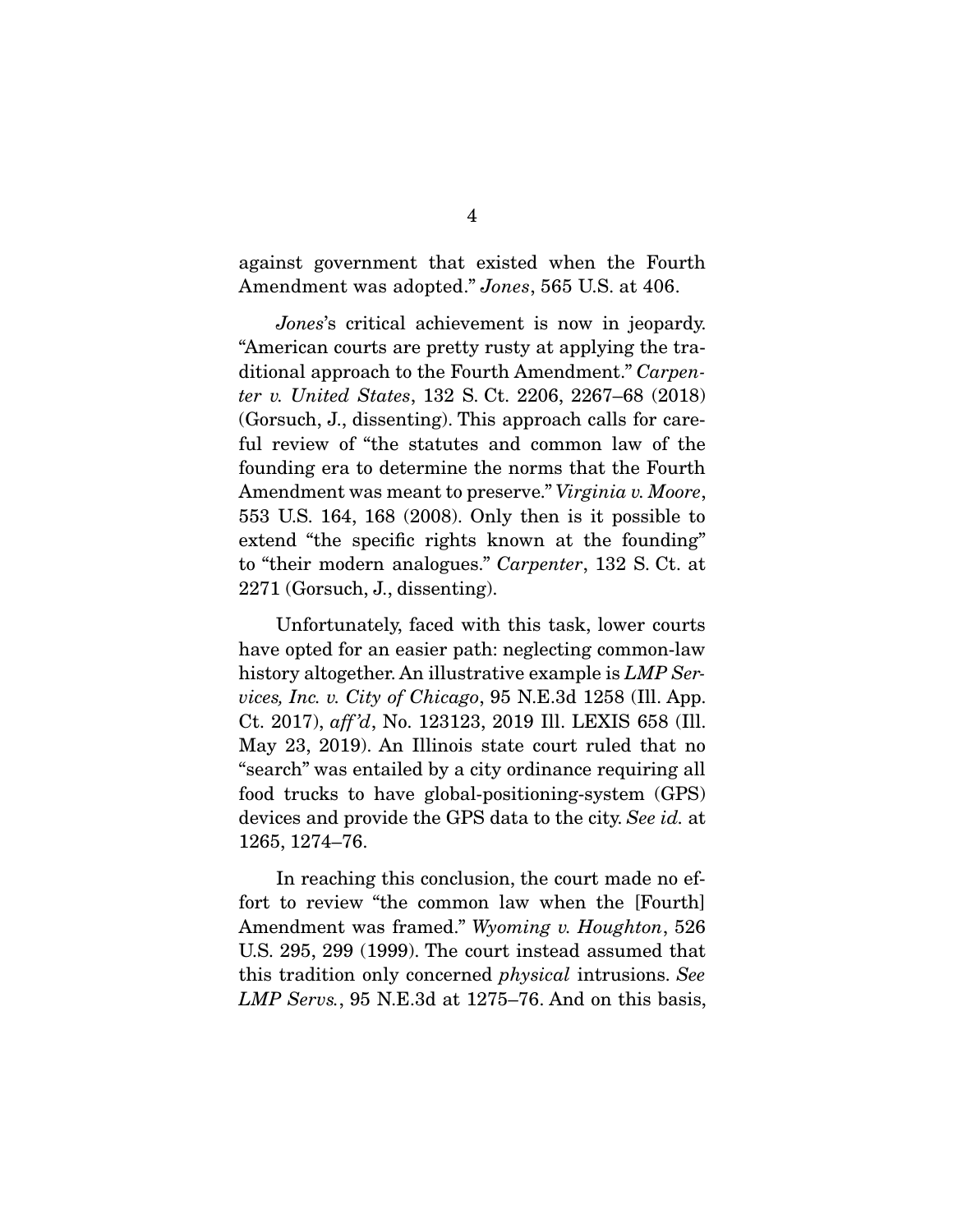against government that existed when the Fourth Amendment was adopted." *Jones*, 565 U.S. at 406.

*Jones*'s critical achievement is now in jeopardy. "American courts are pretty rusty at applying the traditional approach to the Fourth Amendment." *Carpenter v. United States*, 132 S. Ct. 2206, 2267–68 (2018) (Gorsuch, J., dissenting). This approach calls for careful review of "the statutes and common law of the founding era to determine the norms that the Fourth Amendment was meant to preserve." *Virginia v. Moore*, 553 U.S. 164, 168 (2008). Only then is it possible to extend "the specific rights known at the founding" to "their modern analogues." *Carpenter*, 132 S. Ct. at 2271 (Gorsuch, J., dissenting).

Unfortunately, faced with this task, lower courts have opted for an easier path: neglecting common-law history altogether. An illustrative example is *LMP Services, Inc. v. City of Chicago*, 95 N.E.3d 1258 (Ill. App. Ct. 2017), *aff'd*, No. 123123, 2019 Ill. LEXIS 658 (Ill. May 23, 2019). An Illinois state court ruled that no "search" was entailed by a city ordinance requiring all food trucks to have global-positioning-system (GPS) devices and provide the GPS data to the city. *See id.* at 1265, 1274–76.

In reaching this conclusion, the court made no effort to review "the common law when the [Fourth] Amendment was framed." *Wyoming v. Houghton*, 526 U.S. 295, 299 (1999). The court instead assumed that this tradition only concerned *physical* intrusions. *See LMP Servs.*, 95 N.E.3d at 1275–76. And on this basis,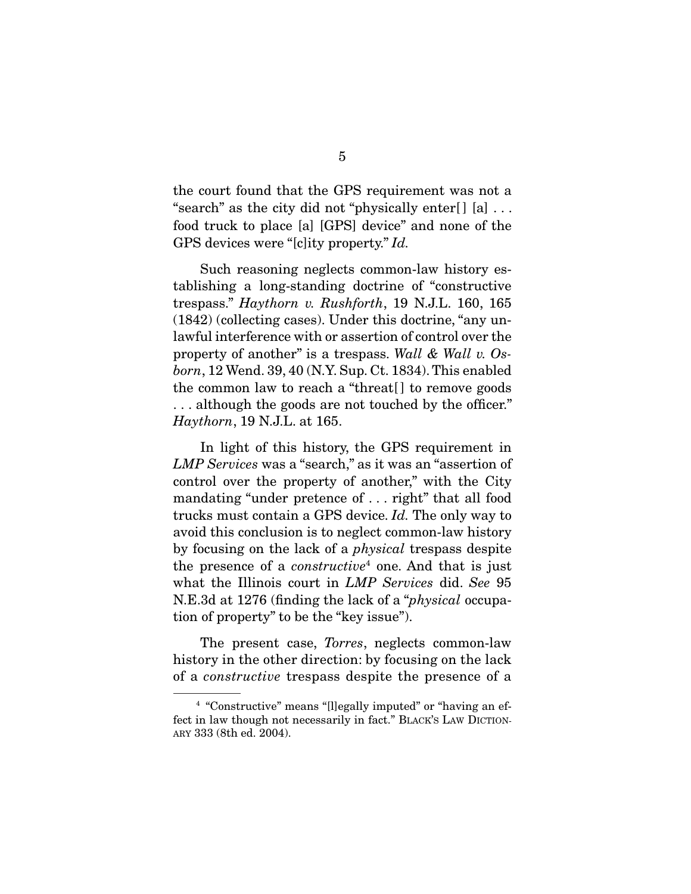the court found that the GPS requirement was not a "search" as the city did not "physically enter[] [a] . . . food truck to place [a] [GPS] device" and none of the GPS devices were "[c]ity property." *Id.*

Such reasoning neglects common-law history establishing a long-standing doctrine of "constructive trespass." *Haythorn v. Rushforth*, 19 N.J.L. 160, 165 (1842) (collecting cases). Under this doctrine, "any unlawful interference with or assertion of control over the property of another" is a trespass. *Wall & Wall v. Osborn*, 12 Wend. 39, 40 (N.Y. Sup. Ct. 1834). This enabled the common law to reach a "threat[] to remove goods . . . although the goods are not touched by the officer." *Haythorn*, 19 N.J.L. at 165.

In light of this history, the GPS requirement in *LMP Services* was a "search," as it was an "assertion of control over the property of another," with the City mandating "under pretence of . . . right" that all food trucks must contain a GPS device. *Id.* The only way to avoid this conclusion is to neglect common-law history by focusing on the lack of a *physical* trespass despite the presence of a *constructive*[4] one. And that is just what the Illinois court in *LMP Services* did. *See* 95 N.E.3d at 1276 (finding the lack of a "*physical* occupation of property" to be the "key issue").

The present case, *Torres*, neglects common-law history in the other direction: by focusing on the lack of a *constructive* trespass despite the presence of a

[4] "Constructive" means "[l]egally imputed" or "having an effect in law though not necessarily in fact." BLACK'S LAW DICTIONARY 333 (8th ed. 2004).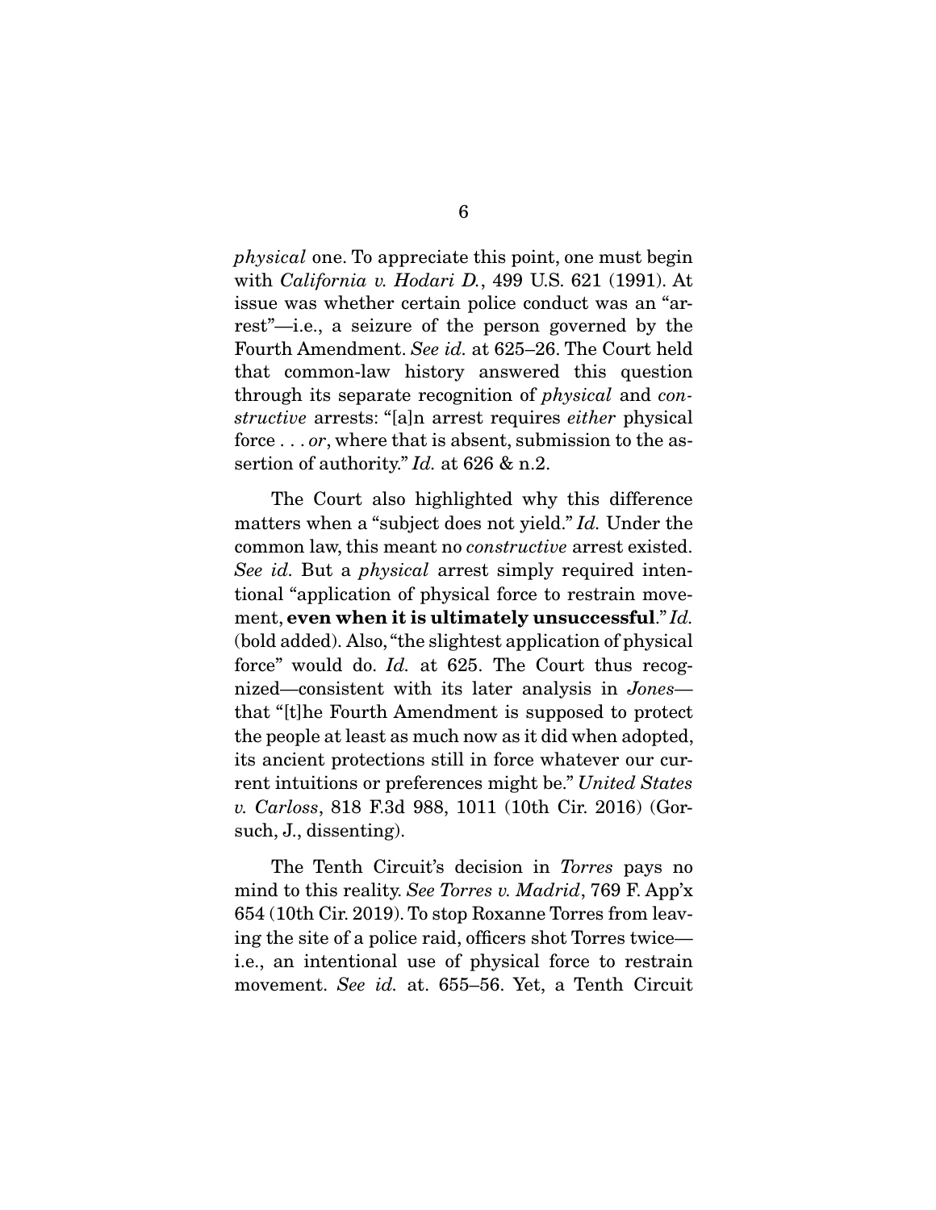*physical* one. To appreciate this point, one must begin with *California v. Hodari D.*, 499 U.S. 621 (1991). At issue was whether certain police conduct was an "arrest"—i.e., a seizure of the person governed by the Fourth Amendment. *See id.* at 625–26. The Court held that common-law history answered this question through its separate recognition of *physical* and *constructive* arrests: "[a]n arrest requires *either* physical force . . . *or*, where that is absent, submission to the assertion of authority." *Id.* at 626 & n.2.

The Court also highlighted why this difference matters when a "subject does not yield." *Id.* Under the common law, this meant no *constructive* arrest existed. *See id.* But a *physical* arrest simply required intentional "application of physical force to restrain movement, **even when it is ultimately unsuccessful**." *Id.* (bold added). Also, "the slightest application of physical force" would do. *Id.* at 625. The Court thus recognized—consistent with its later analysis in *Jones*—that "[t]he Fourth Amendment is supposed to protect the people at least as much now as it did when adopted, its ancient protections still in force whatever our current intuitions or preferences might be." *United States v. Carloss*, 818 F.3d 988, 1011 (10th Cir. 2016) (Gorsuch, J., dissenting).

The Tenth Circuit's decision in *Torres* pays no mind to this reality. *See Torres v. Madrid*, 769 F. App'x 654 (10th Cir. 2019). To stop Roxanne Torres from leaving the site of a police raid, officers shot Torres twice—i.e., an intentional use of physical force to restrain movement. *See id.* at. 655–56. Yet, a Tenth Circuit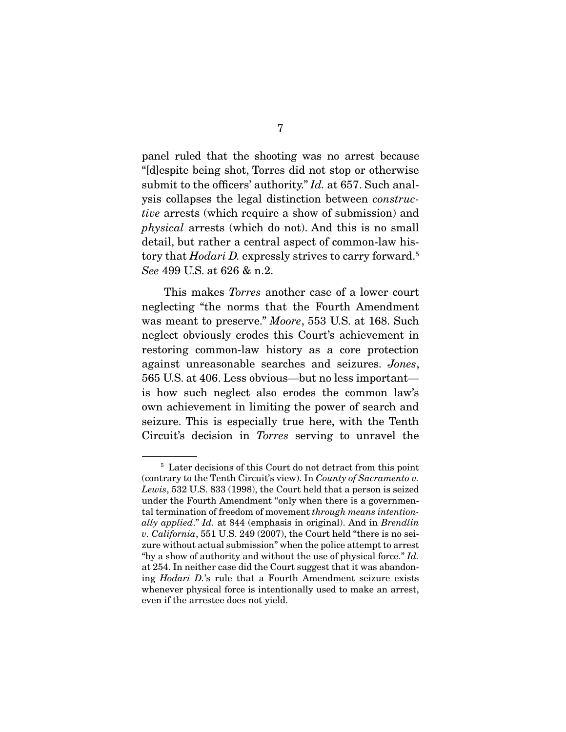panel ruled that the shooting was no arrest because "[d]espite being shot, Torres did not stop or otherwise submit to the officers' authority." *Id.* at 657. Such analysis collapses the legal distinction between *constructive* arrests (which require a show of submission) and *physical* arrests (which do not). And this is no small detail, but rather a central aspect of common-law history that *Hodari D.* expressly strives to carry forward.[5] *See* 499 U.S. at 626 & n.2.

This makes *Torres* another case of a lower court neglecting "the norms that the Fourth Amendment was meant to preserve." *Moore*, 553 U.S. at 168. Such neglect obviously erodes this Court's achievement in restoring common-law history as a core protection against unreasonable searches and seizures. *Jones*, 565 U.S. at 406. Less obvious—but no less important—is how such neglect also erodes the common law's own achievement in limiting the power of search and seizure. This is especially true here, with the Tenth Circuit's decision in *Torres* serving to unravel the

---

[5] Later decisions of this Court do not detract from this point (contrary to the Tenth Circuit's view). In *County of Sacramento v. Lewis*, 532 U.S. 833 (1998), the Court held that a person is seized under the Fourth Amendment "only when there is a governmental termination of freedom of movement *through means intentionally applied*." *Id.* at 844 (emphasis in original). And in *Brendlin v. California*, 551 U.S. 249 (2007), the Court held "there is no seizure without actual submission" when the police attempt to arrest "by a show of authority and without the use of physical force." *Id.* at 254. In neither case did the Court suggest that it was abandoning *Hodari D.*'s rule that a Fourth Amendment seizure exists whenever physical force is intentionally used to make an arrest, even if the arrestee does not yield.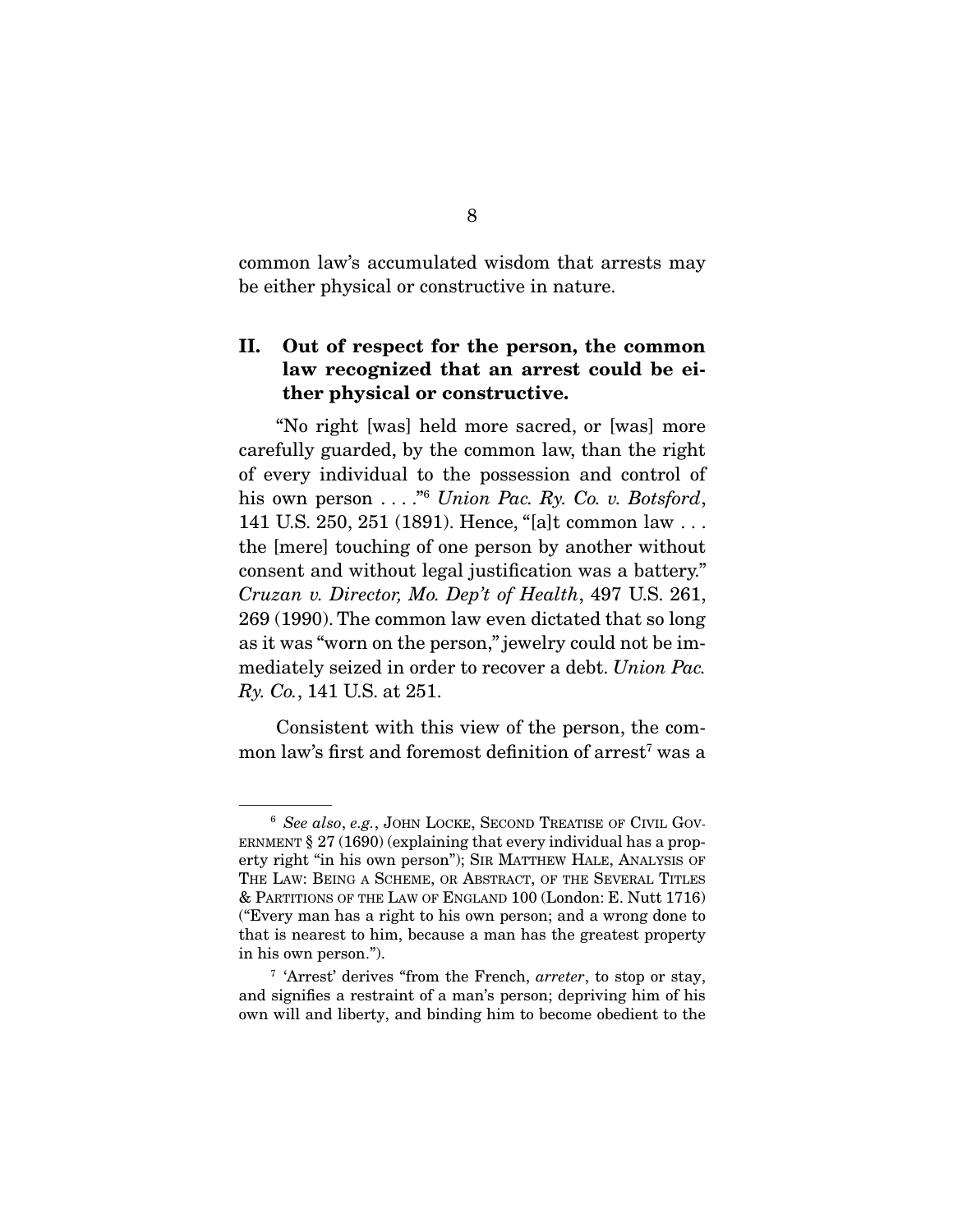common law's accumulated wisdom that arrests may be either physical or constructive in nature.

## II. Out of respect for the person, the common law recognized that an arrest could be either physical or constructive.

"No right [was] held more sacred, or [was] more carefully guarded, by the common law, than the right of every individual to the possession and control of his own person . . . ."[6] *Union Pac. Ry. Co. v. Botsford*, 141 U.S. 250, 251 (1891). Hence, "[a]t common law . . . the [mere] touching of one person by another without consent and without legal justification was a battery." *Cruzan v. Director, Mo. Dep't of Health*, 497 U.S. 261, 269 (1990). The common law even dictated that so long as it was "worn on the person," jewelry could not be immediately seized in order to recover a debt. *Union Pac. Ry. Co.*, 141 U.S. at 251.

Consistent with this view of the person, the common law's first and foremost definition of arrest[7] was a

---

[6] *See also*, *e.g.*, John Locke, Second Treatise of Civil Government § 27 (1690) (explaining that every individual has a property right "in his own person"); Sir Matthew Hale, Analysis of The Law: Being a Scheme, or Abstract, of the Several Titles & Partitions of the Law of England 100 (London: E. Nutt 1716) ("Every man has a right to his own person; and a wrong done to that is nearest to him, because a man has the greatest property in his own person.").

[7] 'Arrest' derives "from the French, *arreter*, to stop or stay, and signifies a restraint of a man's person; depriving him of his own will and liberty, and binding him to become obedient to the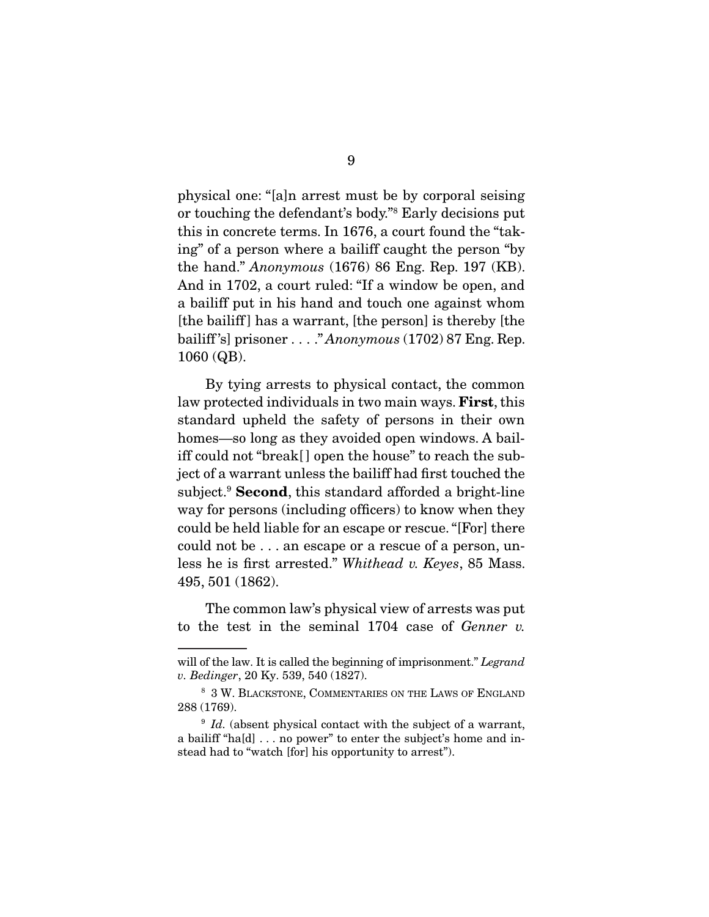physical one: "[a]n arrest must be by corporal seising or touching the defendant's body."[8] Early decisions put this in concrete terms. In 1676, a court found the "taking" of a person where a bailiff caught the person "by the hand." *Anonymous* (1676) 86 Eng. Rep. 197 (KB). And in 1702, a court ruled: "If a window be open, and a bailiff put in his hand and touch one against whom [the bailiff] has a warrant, [the person] is thereby [the bailiff's] prisoner . . . ." *Anonymous* (1702) 87 Eng. Rep. 1060 (QB).

By tying arrests to physical contact, the common law protected individuals in two main ways. **First**, this standard upheld the safety of persons in their own homes—so long as they avoided open windows. A bailiff could not "break[ ] open the house" to reach the subject of a warrant unless the bailiff had first touched the subject.[9] **Second**, this standard afforded a bright-line way for persons (including officers) to know when they could be held liable for an escape or rescue. "[For] there could not be . . . an escape or a rescue of a person, unless he is first arrested." *Whithead v. Keyes*, 85 Mass. 495, 501 (1862).

The common law's physical view of arrests was put to the test in the seminal 1704 case of *Genner v.*

---

will of the law. It is called the beginning of imprisonment." *Legrand v. Bedinger*, 20 Ky. 539, 540 (1827).

[8] 3 W. BLACKSTONE, COMMENTARIES ON THE LAWS OF ENGLAND 288 (1769).

[9] *Id.* (absent physical contact with the subject of a warrant, a bailiff "ha[d] . . . no power" to enter the subject's home and instead had to "watch [for] his opportunity to arrest").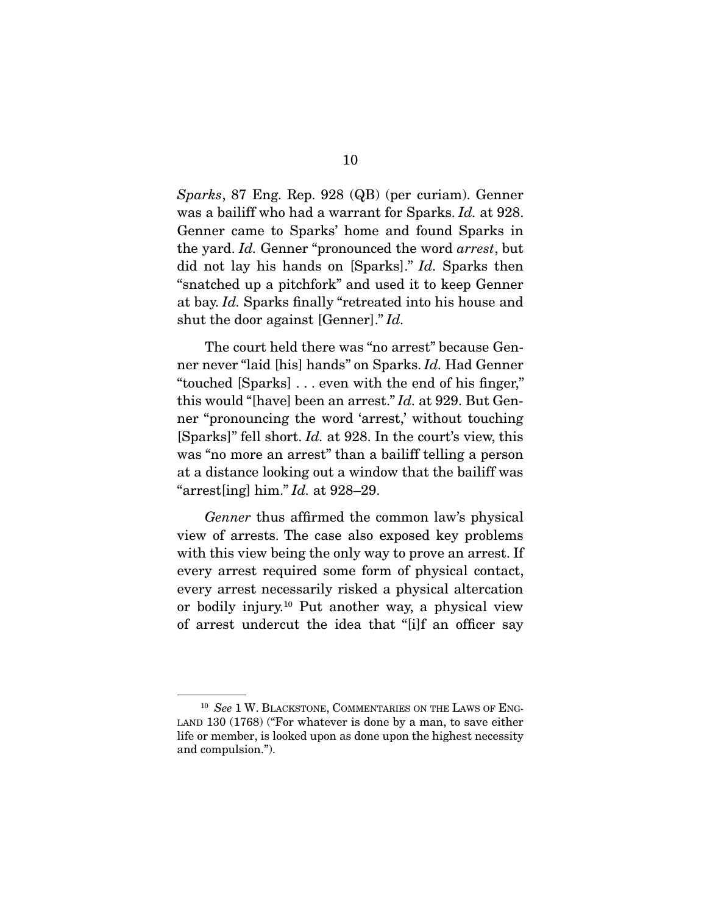*Sparks*, 87 Eng. Rep. 928 (QB) (per curiam). Genner was a bailiff who had a warrant for Sparks. *Id.* at 928. Genner came to Sparks' home and found Sparks in the yard. *Id.* Genner "pronounced the word *arrest*, but did not lay his hands on [Sparks]." *Id.* Sparks then "snatched up a pitchfork" and used it to keep Genner at bay. *Id.* Sparks finally "retreated into his house and shut the door against [Genner]." *Id.*

The court held there was "no arrest" because Genner never "laid [his] hands" on Sparks. *Id.* Had Genner "touched [Sparks] . . . even with the end of his finger," this would "[have] been an arrest." *Id.* at 929. But Genner "pronouncing the word 'arrest,' without touching [Sparks]" fell short. *Id.* at 928. In the court's view, this was "no more an arrest" than a bailiff telling a person at a distance looking out a window that the bailiff was "arrest[ing] him." *Id.* at 928–29.

*Genner* thus affirmed the common law's physical view of arrests. The case also exposed key problems with this view being the only way to prove an arrest. If every arrest required some form of physical contact, every arrest necessarily risked a physical altercation or bodily injury.[10] Put another way, a physical view of arrest undercut the idea that "[i]f an officer say

[10] *See* 1 W. BLACKSTONE, COMMENTARIES ON THE LAWS OF ENGLAND 130 (1768) ("For whatever is done by a man, to save either life or member, is looked upon as done upon the highest necessity and compulsion.").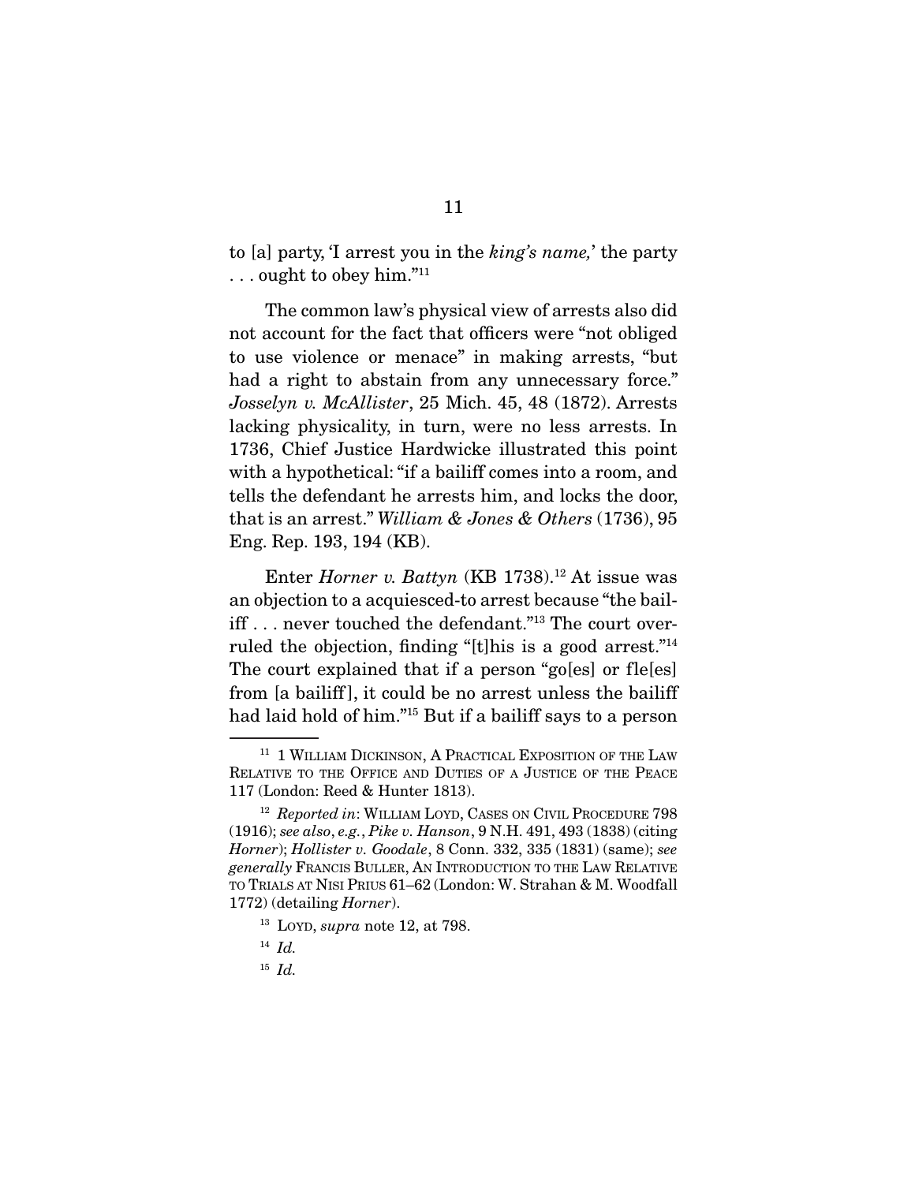to [a] party, 'I arrest you in the *king's name,*' the party . . . ought to obey him."[11]

The common law's physical view of arrests also did not account for the fact that officers were "not obliged to use violence or menace" in making arrests, "but had a right to abstain from any unnecessary force." *Josselyn v. McAllister*, 25 Mich. 45, 48 (1872). Arrests lacking physicality, in turn, were no less arrests. In 1736, Chief Justice Hardwicke illustrated this point with a hypothetical: "if a bailiff comes into a room, and tells the defendant he arrests him, and locks the door, that is an arrest." *William & Jones & Others* (1736), 95 Eng. Rep. 193, 194 (KB).

Enter *Horner v. Battyn* (KB 1738).[12] At issue was an objection to a acquiesced-to arrest because "the bailiff . . . never touched the defendant."[13] The court overruled the objection, finding "[t]his is a good arrest."[14] The court explained that if a person "go[es] or fle[es] from [a bailiff], it could be no arrest unless the bailiff had laid hold of him."[15] But if a bailiff says to a person

---

[11] 1 William Dickinson, A Practical Exposition of the Law Relative to the Office and Duties of a Justice of the Peace 117 (London: Reed & Hunter 1813).

[12] *Reported in*: William Loyd, Cases on Civil Procedure 798 (1916); *see also*, *e.g.*, *Pike v. Hanson*, 9 N.H. 491, 493 (1838) (citing *Horner*); *Hollister v. Goodale*, 8 Conn. 332, 335 (1831) (same); *see generally* Francis Buller, An Introduction to the Law Relative to Trials at Nisi Prius 61–62 (London: W. Strahan & M. Woodfall 1772) (detailing *Horner*).

[13] Loyd, *supra* note 12, at 798.

[14] *Id.*

[15] *Id.*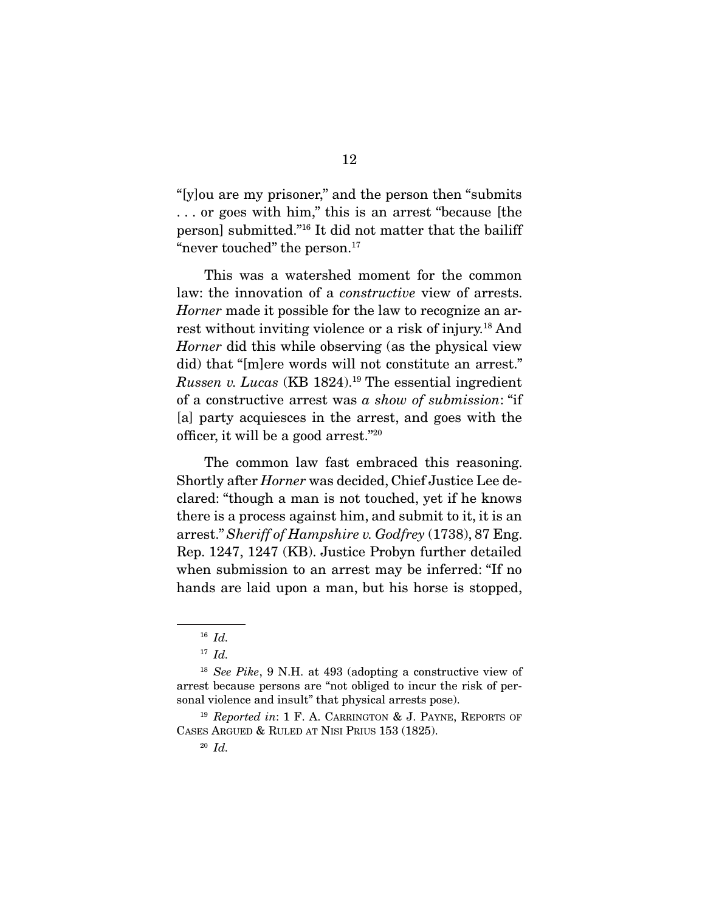"[y]ou are my prisoner," and the person then "submits . . . or goes with him," this is an arrest "because [the person] submitted."[16] It did not matter that the bailiff "never touched" the person.[17]

This was a watershed moment for the common law: the innovation of a *constructive* view of arrests. *Horner* made it possible for the law to recognize an arrest without inviting violence or a risk of injury.[18] And *Horner* did this while observing (as the physical view did) that "[m]ere words will not constitute an arrest." *Russen v. Lucas* (KB 1824).[19] The essential ingredient of a constructive arrest was *a show of submission*: "if [a] party acquiesces in the arrest, and goes with the officer, it will be a good arrest."[20]

The common law fast embraced this reasoning. Shortly after *Horner* was decided, Chief Justice Lee declared: "though a man is not touched, yet if he knows there is a process against him, and submit to it, it is an arrest." *Sheriff of Hampshire v. Godfrey* (1738), 87 Eng. Rep. 1247, 1247 (KB). Justice Probyn further detailed when submission to an arrest may be inferred: "If no hands are laid upon a man, but his horse is stopped,

---

[16] *Id.*

[17] *Id.*

[18] *See Pike*, 9 N.H. at 493 (adopting a constructive view of arrest because persons are "not obliged to incur the risk of personal violence and insult" that physical arrests pose).

[19] *Reported in*: 1 F. A. CARRINGTON & J. PAYNE, REPORTS OF CASES ARGUED & RULED AT NISI PRIUS 153 (1825).

[20] *Id.*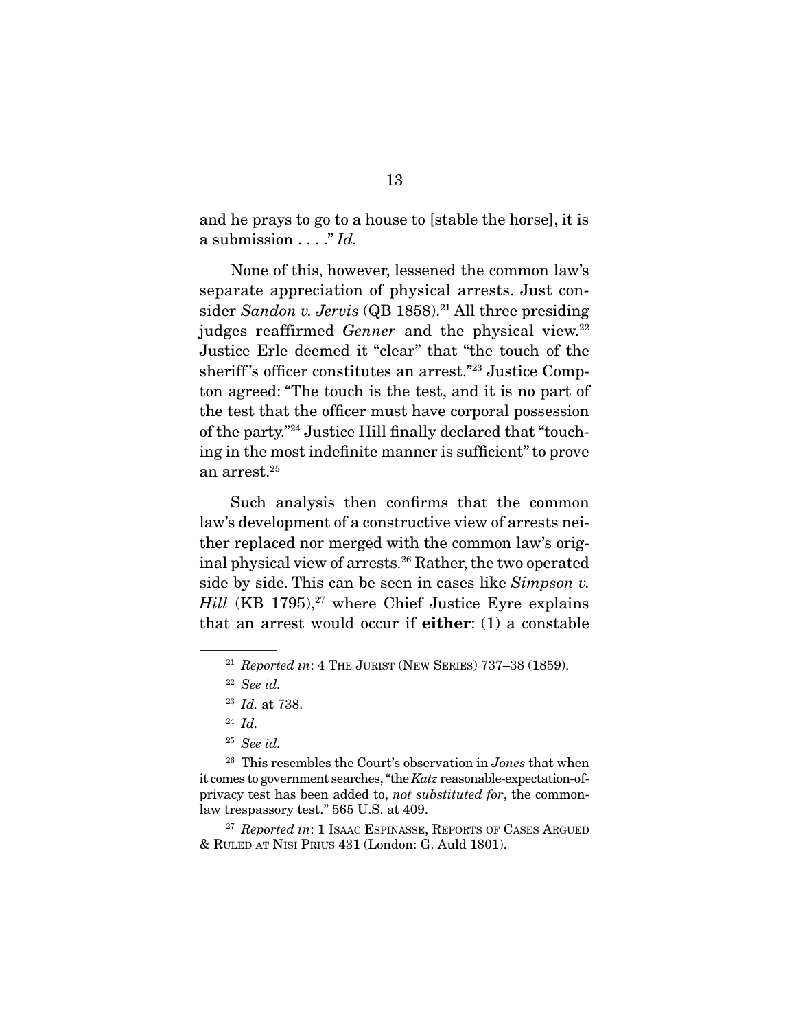and he prays to go to a house to [stable the horse], it is a submission . . . ." *Id.*

None of this, however, lessened the common law's separate appreciation of physical arrests. Just consider *Sandon v. Jervis* (QB 1858).[21] All three presiding judges reaffirmed *Genner* and the physical view.[22] Justice Erle deemed it "clear" that "the touch of the sheriff's officer constitutes an arrest."[23] Justice Compton agreed: "The touch is the test, and it is no part of the test that the officer must have corporal possession of the party."[24] Justice Hill finally declared that "touching in the most indefinite manner is sufficient" to prove an arrest.[25]

Such analysis then confirms that the common law's development of a constructive view of arrests neither replaced nor merged with the common law's original physical view of arrests.[26] Rather, the two operated side by side. This can be seen in cases like *Simpson v. Hill* (KB 1795),[27] where Chief Justice Eyre explains that an arrest would occur if **either**: (1) a constable

---

[21] *Reported in*: 4 The Jurist (New Series) 737–38 (1859).

[22] *See id.*

[23] *Id.* at 738.

[24] *Id.*

[25] *See id.*

[26] This resembles the Court's observation in *Jones* that when it comes to government searches, "the *Katz* reasonable-expectation-of-privacy test has been added to, *not substituted for*, the common-law trespassory test." 565 U.S. at 409.

[27] *Reported in*: 1 Isaac Espinasse, Reports of Cases Argued & Ruled at Nisi Prius 431 (London: G. Auld 1801).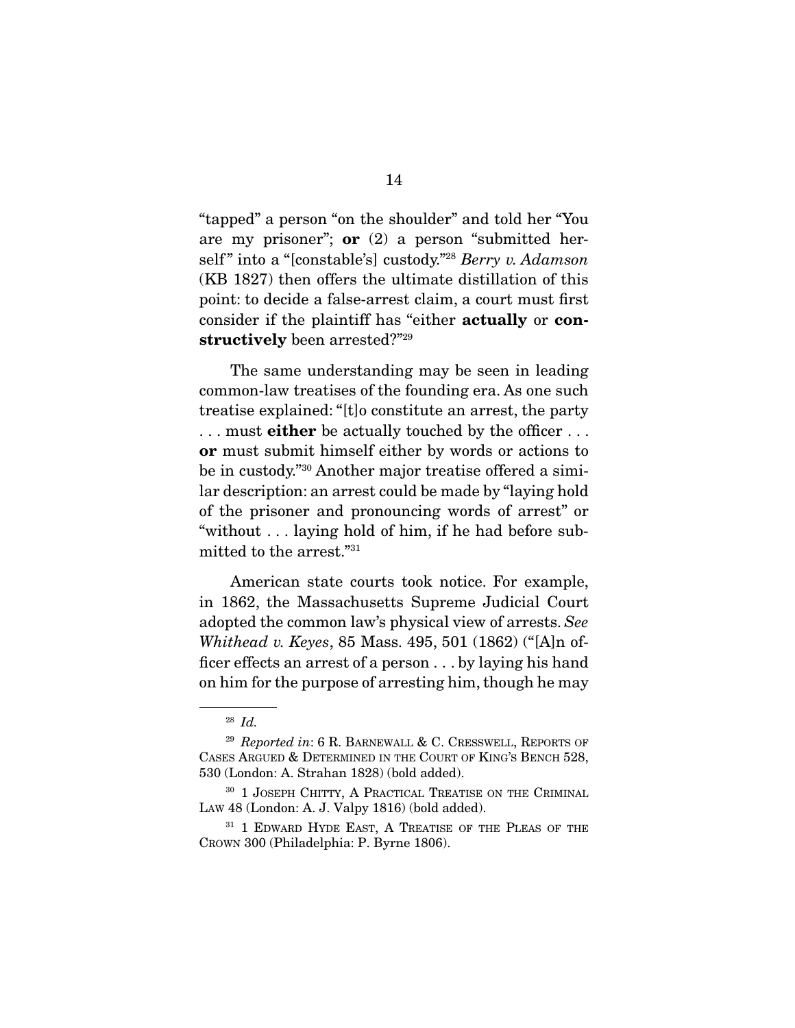"tapped" a person "on the shoulder" and told her "You are my prisoner"; **or** (2) a person "submitted herself" into a "[constable's] custody."[28] *Berry v. Adamson* (KB 1827) then offers the ultimate distillation of this point: to decide a false-arrest claim, a court must first consider if the plaintiff has "either **actually** or **constructively** been arrested?"[29]

The same understanding may be seen in leading common-law treatises of the founding era. As one such treatise explained: "[t]o constitute an arrest, the party . . . must **either** be actually touched by the officer . . . **or** must submit himself either by words or actions to be in custody."[30] Another major treatise offered a similar description: an arrest could be made by "laying hold of the prisoner and pronouncing words of arrest" or "without . . . laying hold of him, if he had before submitted to the arrest."[31]

American state courts took notice. For example, in 1862, the Massachusetts Supreme Judicial Court adopted the common law's physical view of arrests. *See Whithead v. Keyes*, 85 Mass. 495, 501 (1862) ("[A]n officer effects an arrest of a person . . . by laying his hand on him for the purpose of arresting him, though he may

---

[28] *Id.*

[29] *Reported in*: 6 R. Barnewall & C. Cresswell, Reports of Cases Argued & Determined in the Court of King's Bench 528, 530 (London: A. Strahan 1828) (bold added).

[30] 1 Joseph Chitty, A Practical Treatise on the Criminal Law 48 (London: A. J. Valpy 1816) (bold added).

[31] 1 Edward Hyde East, A Treatise of the Pleas of the Crown 300 (Philadelphia: P. Byrne 1806).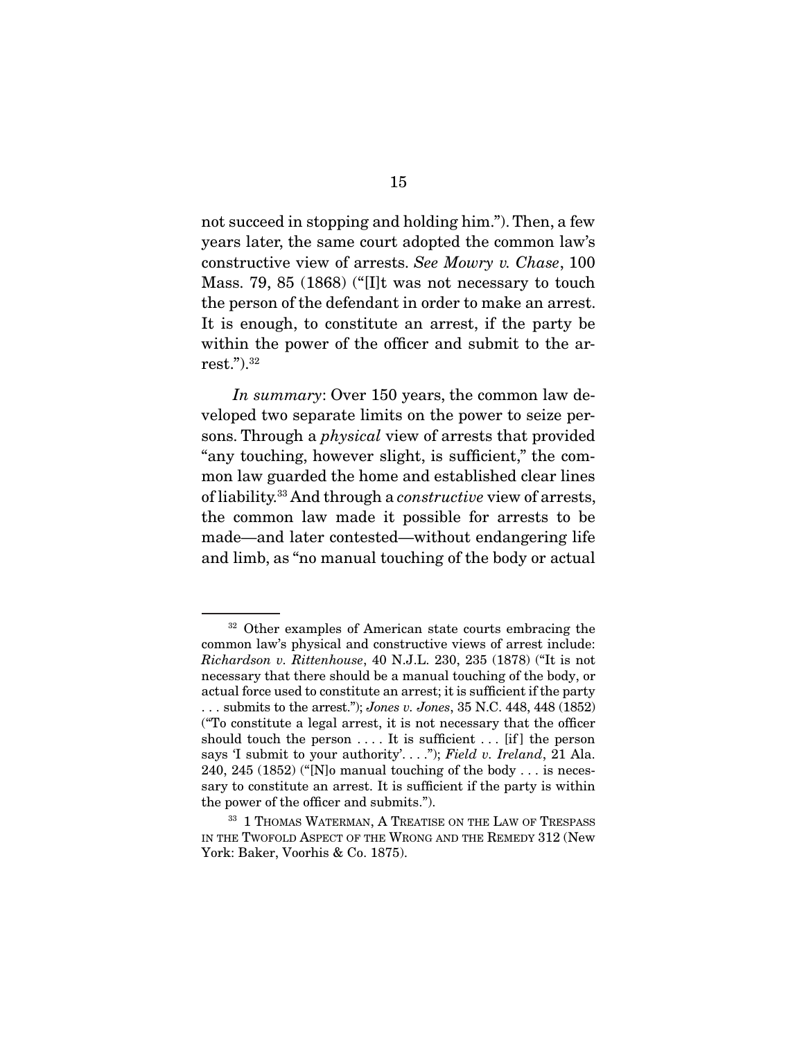not succeed in stopping and holding him."). Then, a few years later, the same court adopted the common law's constructive view of arrests. *See Mowry v. Chase*, 100 Mass. 79, 85 (1868) ("[I]t was not necessary to touch the person of the defendant in order to make an arrest. It is enough, to constitute an arrest, if the party be within the power of the officer and submit to the arrest.").[32]

*In summary*: Over 150 years, the common law developed two separate limits on the power to seize persons. Through a *physical* view of arrests that provided "any touching, however slight, is sufficient," the common law guarded the home and established clear lines of liability.[33] And through a *constructive* view of arrests, the common law made it possible for arrests to be made—and later contested—without endangering life and limb, as "no manual touching of the body or actual

---

[32] Other examples of American state courts embracing the common law's physical and constructive views of arrest include: *Richardson v. Rittenhouse*, 40 N.J.L. 230, 235 (1878) ("It is not necessary that there should be a manual touching of the body, or actual force used to constitute an arrest; it is sufficient if the party . . . submits to the arrest."); *Jones v. Jones*, 35 N.C. 448, 448 (1852) ("To constitute a legal arrest, it is not necessary that the officer should touch the person . . . . It is sufficient . . . [if] the person says 'I submit to your authority'. . . ."); *Field v. Ireland*, 21 Ala. 240, 245 (1852) ("[N]o manual touching of the body . . . is necessary to constitute an arrest. It is sufficient if the party is within the power of the officer and submits.").

[33] 1 THOMAS WATERMAN, A TREATISE ON THE LAW OF TRESPASS IN THE TWOFOLD ASPECT OF THE WRONG AND THE REMEDY 312 (New York: Baker, Voorhis & Co. 1875).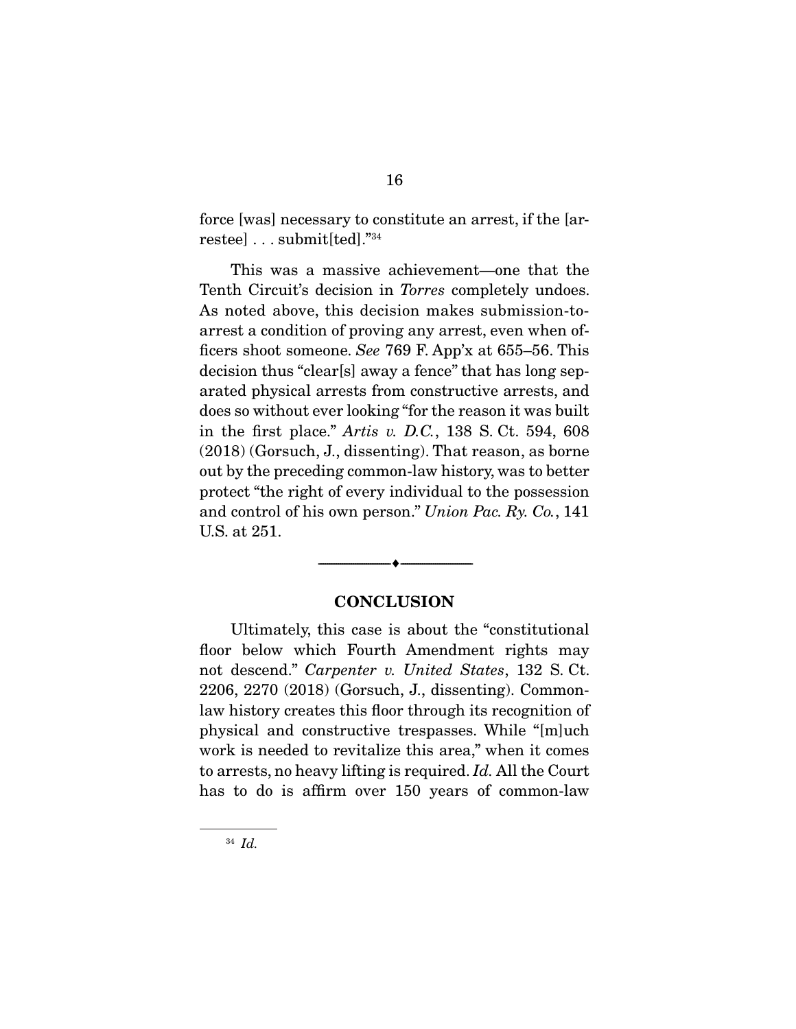force [was] necessary to constitute an arrest, if the [arrestee] . . . submit[ted]."[34]

This was a massive achievement—one that the Tenth Circuit's decision in *Torres* completely undoes. As noted above, this decision makes submission-to-arrest a condition of proving any arrest, even when officers shoot someone. *See* 769 F. App'x at 655–56. This decision thus "clear[s] away a fence" that has long separated physical arrests from constructive arrests, and does so without ever looking "for the reason it was built in the first place." *Artis v. D.C.*, 138 S. Ct. 594, 608 (2018) (Gorsuch, J., dissenting). That reason, as borne out by the preceding common-law history, was to better protect "the right of every individual to the possession and control of his own person." *Union Pac. Ry. Co.*, 141 U.S. at 251.

---

## CONCLUSION

Ultimately, this case is about the "constitutional floor below which Fourth Amendment rights may not descend." *Carpenter v. United States*, 132 S. Ct. 2206, 2270 (2018) (Gorsuch, J., dissenting). Common-law history creates this floor through its recognition of physical and constructive trespasses. While "[m]uch work is needed to revitalize this area," when it comes to arrests, no heavy lifting is required. *Id.* All the Court has to do is affirm over 150 years of common-law

---

[34] *Id.*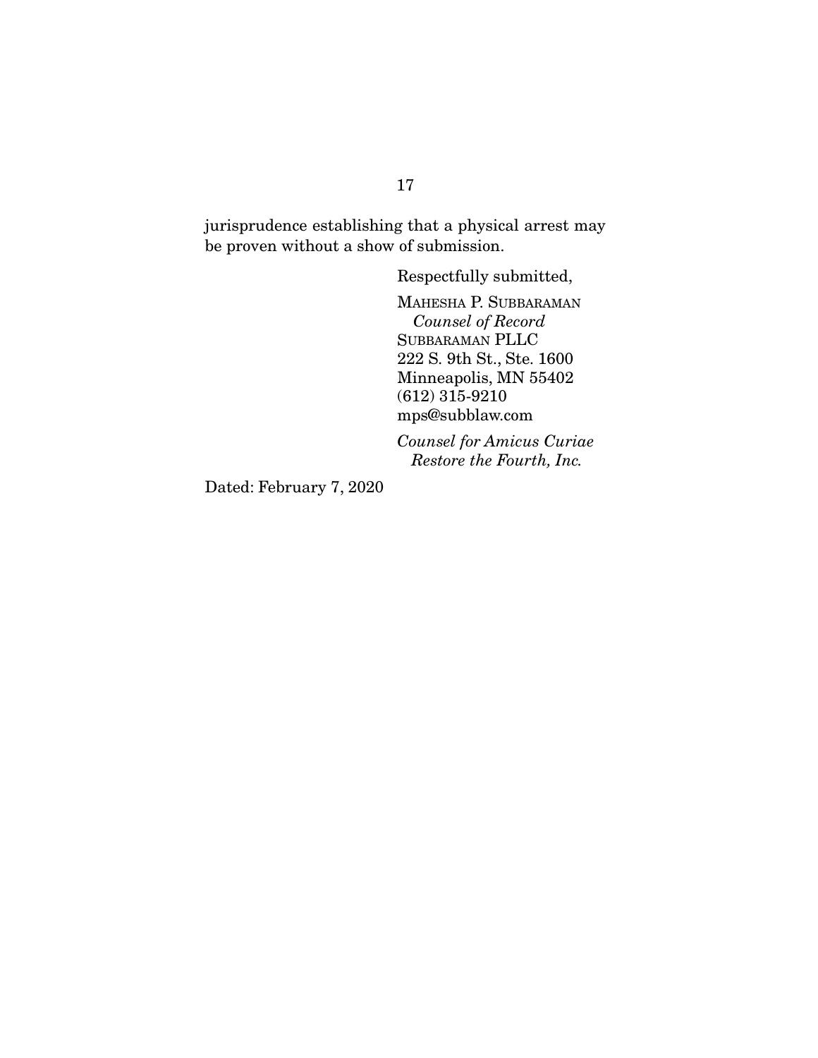jurisprudence establishing that a physical arrest may be proven without a show of submission.

Respectfully submitted,

MAHESHA P. SUBBARAMAN  
*Counsel of Record*  
SUBBARAMAN PLLC  
222 S. 9th St., Ste. 1600  
Minneapolis, MN 55402  
(612) 315-9210  
mps@subblaw.com

*Counsel for Amicus Curiae*  
*Restore the Fourth, Inc.*

Dated: February 7, 2020